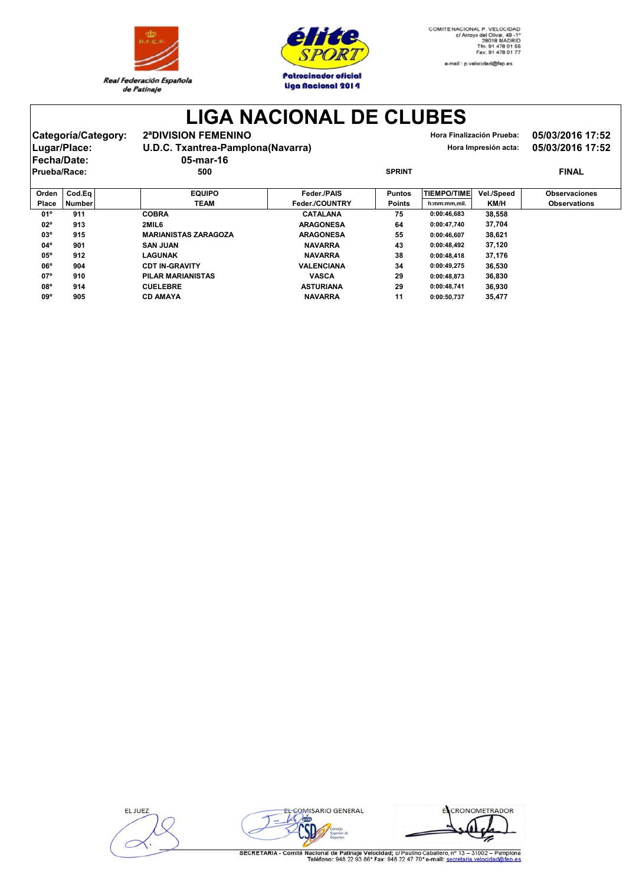Real Federación Española de Patinaje

Patrocinador oficial Liga Nacional 2014

COMITE NACIONAL P. VELOCIDAD
c/ Arroyo del Olivar, 49 -1º
28018 MADRID
Tfn: 91 478 01 55
Fax: 91 478 01 77
e-mail:: p.velocidad@fep.es

# LIGA NACIONAL DE CLUBES

**Categoría/Category:** 2ªDIVISION FEMENINO

**Lugar/Place:** U.D.C. Txantrea-Pamplona(Navarra)

**Fecha/Date:** 05-mar-16

**Prueba/Race:** 500 — SPRINT — FINAL

Hora Finalización Prueba: 05/03/2016 17:52

Hora Impresión acta: 05/03/2016 17:52

| Orden Place | Cod.Eq Number | EQUIPO TEAM | Feder./PAIS Feder./COUNTRY | Puntos Points | TIEMPO/TIME h:mm:mm,mil. | Vel./Speed KM/H | Observaciones Observations |
|---|---|---|---|---|---|---|---|
| 01º | 911 | COBRA | CATALANA | 75 | 0:00:46,683 | 38,558 | |
| 02º | 913 | 2MIL6 | ARAGONESA | 64 | 0:00:47,740 | 37,704 | |
| 03º | 915 | MARIANISTAS ZARAGOZA | ARAGONESA | 55 | 0:00:46,607 | 38,621 | |
| 04º | 901 | SAN JUAN | NAVARRA | 43 | 0:00:48,492 | 37,120 | |
| 05º | 912 | LAGUNAK | NAVARRA | 38 | 0:00:48,418 | 37,176 | |
| 06º | 904 | CDT IN-GRAVITY | VALENCIANA | 34 | 0:00:49,275 | 36,530 | |
| 07º | 910 | PILAR MARIANISTAS | VASCA | 29 | 0:00:48,873 | 36,830 | |
| 08º | 914 | CUELEBRE | ASTURIANA | 29 | 0:00:48,741 | 36,930 | |
| 09º | 905 | CD AMAYA | NAVARRA | 11 | 0:00:50,737 | 35,477 | |

EL JUEZ — EL COMISARIO GENERAL — EL CRONOMETRADOR

SECRETARIA - Comité Nacional de Patinaje Velocidad; c/ Paulino Caballero, nº 13 – 31002 – Pamplona
Teléfono: 948 22 93 86* Fax: 948 22 47 70* e-mail: secretaria.velocidad@fep.es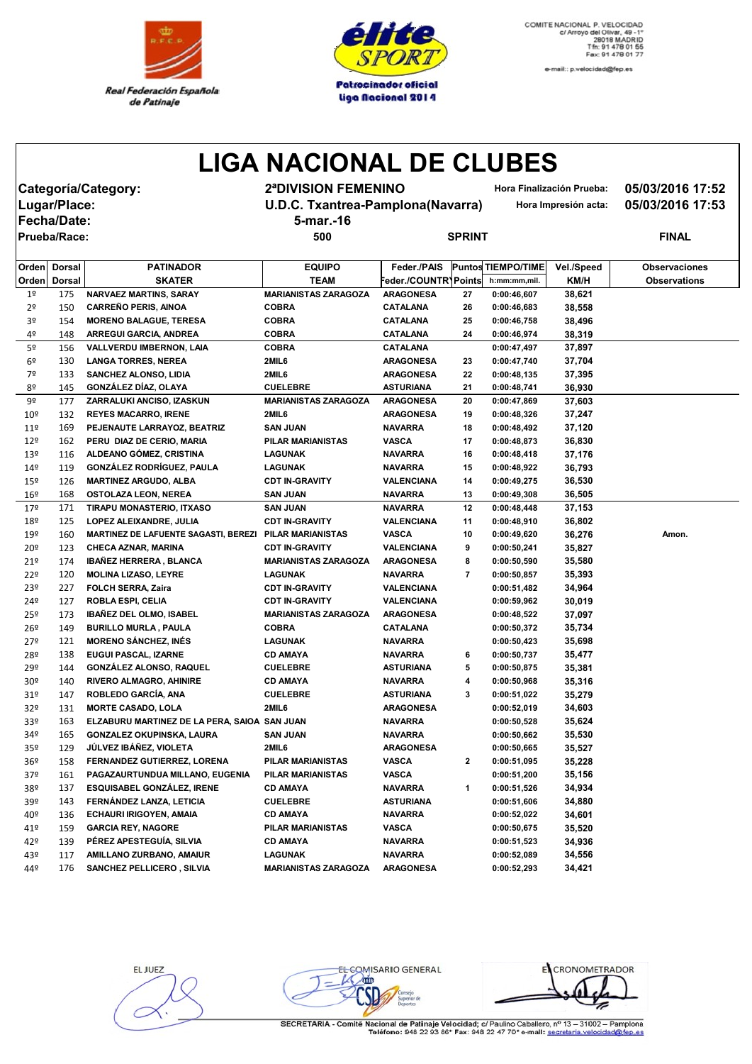Real Federación Española de Patinaje

Patrocinador oficial Liga Nacional 2014

COMITE NACIONAL P. VELOCIDAD
c/ Arroyo del Olivar, 49 - 1º
28018 MADRID
Tfn: 91 478 01 55
Fax: 91 478 01 77
e-mail: p.velocidad@fep.es

# LIGA NACIONAL DE CLUBES

| | | | |
|---|---|---|---|
| **Categoría/Category:** | **2ªDIVISION FEMENINO** | **Hora Finalización Prueba:** | **05/03/2016 17:52** |
| **Lugar/Place:** | **U.D.C. Txantrea-Pamplona(Navarra)** | **Hora Impresión acta:** | **05/03/2016 17:53** |
| **Fecha/Date:** | **5-mar.-16** | | |
| **Prueba/Race:** | **500** | **SPRINT** | **FINAL** |

| Orden / Orden | Dorsal / Dorsal | PATINADOR / SKATER | EQUIPO / TEAM | Feder./PAIS / Feder./COUNTRY | Puntos / Points | TIEMPO/TIME / h:mm:mm,mil. | Vel./Speed / KM/H | Observaciones / Observations |
|---|---|---|---|---|---|---|---|---|
| 1º | 175 | NARVAEZ MARTINS, SARAY | MARIANISTAS ZARAGOZA | ARAGONESA | 27 | 0:00:46,607 | 38,621 | |
| 2º | 150 | CARREÑO PERIS, AINOA | COBRA | CATALANA | 26 | 0:00:46,683 | 38,558 | |
| 3º | 154 | MORENO BALAGUE, TERESA | COBRA | CATALANA | 25 | 0:00:46,758 | 38,496 | |
| 4º | 148 | ARREGUI GARCIA, ANDREA | COBRA | CATALANA | 24 | 0:00:46,974 | 38,319 | |
| 5º | 156 | VALLVERDU IMBERNON, LAIA | COBRA | CATALANA | | 0:00:47,497 | 37,897 | |
| 6º | 130 | LANGA TORRES, NEREA | 2MIL6 | ARAGONESA | 23 | 0:00:47,740 | 37,704 | |
| 7º | 133 | SANCHEZ ALONSO, LIDIA | 2MIL6 | ARAGONESA | 22 | 0:00:48,135 | 37,395 | |
| 8º | 145 | GONZÁLEZ DÍAZ, OLAYA | CUELEBRE | ASTURIANA | 21 | 0:00:48,741 | 36,930 | |
| 9º | 177 | ZARRALUKI ANCISO, IZASKUN | MARIANISTAS ZARAGOZA | ARAGONESA | 20 | 0:00:47,869 | 37,603 | |
| 10º | 132 | REYES MACARRO, IRENE | 2MIL6 | ARAGONESA | 19 | 0:00:48,326 | 37,247 | |
| 11º | 169 | PEJENAUTE LARRAYOZ, BEATRIZ | SAN JUAN | NAVARRA | 18 | 0:00:48,492 | 37,120 | |
| 12º | 162 | PERU DIAZ DE CERIO, MARIA | PILAR MARIANISTAS | VASCA | 17 | 0:00:48,873 | 36,830 | |
| 13º | 116 | ALDEANO GÓMEZ, CRISTINA | LAGUNAK | NAVARRA | 16 | 0:00:48,418 | 37,176 | |
| 14º | 119 | GONZÁLEZ RODRÍGUEZ, PAULA | LAGUNAK | NAVARRA | 15 | 0:00:48,922 | 36,793 | |
| 15º | 126 | MARTINEZ ARGUDO, ALBA | CDT IN-GRAVITY | VALENCIANA | 14 | 0:00:49,275 | 36,530 | |
| 16º | 168 | OSTOLAZA LEON, NEREA | SAN JUAN | NAVARRA | 13 | 0:00:49,308 | 36,505 | |
| 17º | 171 | TIRAPU MONASTERIO, ITXASO | SAN JUAN | NAVARRA | 12 | 0:00:48,448 | 37,153 | |
| 18º | 125 | LOPEZ ALEIXANDRE, JULIA | CDT IN-GRAVITY | VALENCIANA | 11 | 0:00:48,910 | 36,802 | |
| 19º | 160 | MARTINEZ DE LAFUENTE SAGASTI, BEREZI | PILAR MARIANISTAS | VASCA | 10 | 0:00:49,620 | 36,276 | Amon. |
| 20º | 123 | CHECA AZNAR, MARINA | CDT IN-GRAVITY | VALENCIANA | 9 | 0:00:50,241 | 35,827 | |
| 21º | 174 | IBAÑEZ HERRERA , BLANCA | MARIANISTAS ZARAGOZA | ARAGONESA | 8 | 0:00:50,590 | 35,580 | |
| 22º | 120 | MOLINA LIZASO, LEYRE | LAGUNAK | NAVARRA | 7 | 0:00:50,857 | 35,393 | |
| 23º | 227 | FOLCH SERRA, Zaira | CDT IN-GRAVITY | VALENCIANA | | 0:00:51,482 | 34,964 | |
| 24º | 127 | ROBLA ESPI, CELIA | CDT IN-GRAVITY | VALENCIANA | | 0:00:59,962 | 30,019 | |
| 25º | 173 | IBAÑEZ DEL OLMO, ISABEL | MARIANISTAS ZARAGOZA | ARAGONESA | | 0:00:48,522 | 37,097 | |
| 26º | 149 | BURILLO MURLA , PAULA | COBRA | CATALANA | | 0:00:50,372 | 35,734 | |
| 27º | 121 | MORENO SÁNCHEZ, INÉS | LAGUNAK | NAVARRA | | 0:00:50,423 | 35,698 | |
| 28º | 138 | EUGUI PASCAL, IZARNE | CD AMAYA | NAVARRA | 6 | 0:00:50,737 | 35,477 | |
| 29º | 144 | GONZÁLEZ ALONSO, RAQUEL | CUELEBRE | ASTURIANA | 5 | 0:00:50,875 | 35,381 | |
| 30º | 140 | RIVERO ALMAGRO, AHINIRE | CD AMAYA | NAVARRA | 4 | 0:00:50,968 | 35,316 | |
| 31º | 147 | ROBLEDO GARCÍA, ANA | CUELEBRE | ASTURIANA | 3 | 0:00:51,022 | 35,279 | |
| 32º | 131 | MORTE CASADO, LOLA | 2MIL6 | ARAGONESA | | 0:00:52,019 | 34,603 | |
| 33º | 163 | ELZABURU MARTINEZ DE LA PERA, SAIOA | SAN JUAN | NAVARRA | | 0:00:50,528 | 35,624 | |
| 34º | 165 | GONZALEZ OKUPINSKA, LAURA | SAN JUAN | NAVARRA | | 0:00:50,662 | 35,530 | |
| 35º | 129 | JÚLVEZ IBÁÑEZ, VIOLETA | 2MIL6 | ARAGONESA | | 0:00:50,665 | 35,527 | |
| 36º | 158 | FERNANDEZ GUTIERREZ, LORENA | PILAR MARIANISTAS | VASCA | 2 | 0:00:51,095 | 35,228 | |
| 37º | 161 | PAGAZAURTUNDUA MILLANO, EUGENIA | PILAR MARIANISTAS | VASCA | | 0:00:51,200 | 35,156 | |
| 38º | 137 | ESQUISABEL GONZÁLEZ, IRENE | CD AMAYA | NAVARRA | 1 | 0:00:51,526 | 34,934 | |
| 39º | 143 | FERNÁNDEZ LANZA, LETICIA | CUELEBRE | ASTURIANA | | 0:00:51,606 | 34,880 | |
| 40º | 136 | ECHAURI IRIGOYEN, AMAIA | CD AMAYA | NAVARRA | | 0:00:52,022 | 34,601 | |
| 41º | 159 | GARCIA REY, NAGORE | PILAR MARIANISTAS | VASCA | | 0:00:50,675 | 35,520 | |
| 42º | 139 | PÉREZ APESTEGUÍA, SILVIA | CD AMAYA | NAVARRA | | 0:00:51,523 | 34,936 | |
| 43º | 117 | AMILLANO ZURBANO, AMAIUR | LAGUNAK | NAVARRA | | 0:00:52,089 | 34,556 | |
| 44º | 176 | SANCHEZ PELLICERO , SILVIA | MARIANISTAS ZARAGOZA | ARAGONESA | | 0:00:52,293 | 34,421 | |

EL JUEZ | EL COMISARIO GENERAL | EL CRONOMETRADOR

SECRETARIA.- Comité Nacional de Patinaje Velocidad; c/ Paulino Caballero, nº 13 – 31002 – Pamplona
Teléfono: 948 22 93 86* Fax: 948 22 47 70* e-mail: secretaria.velocidad@fep.es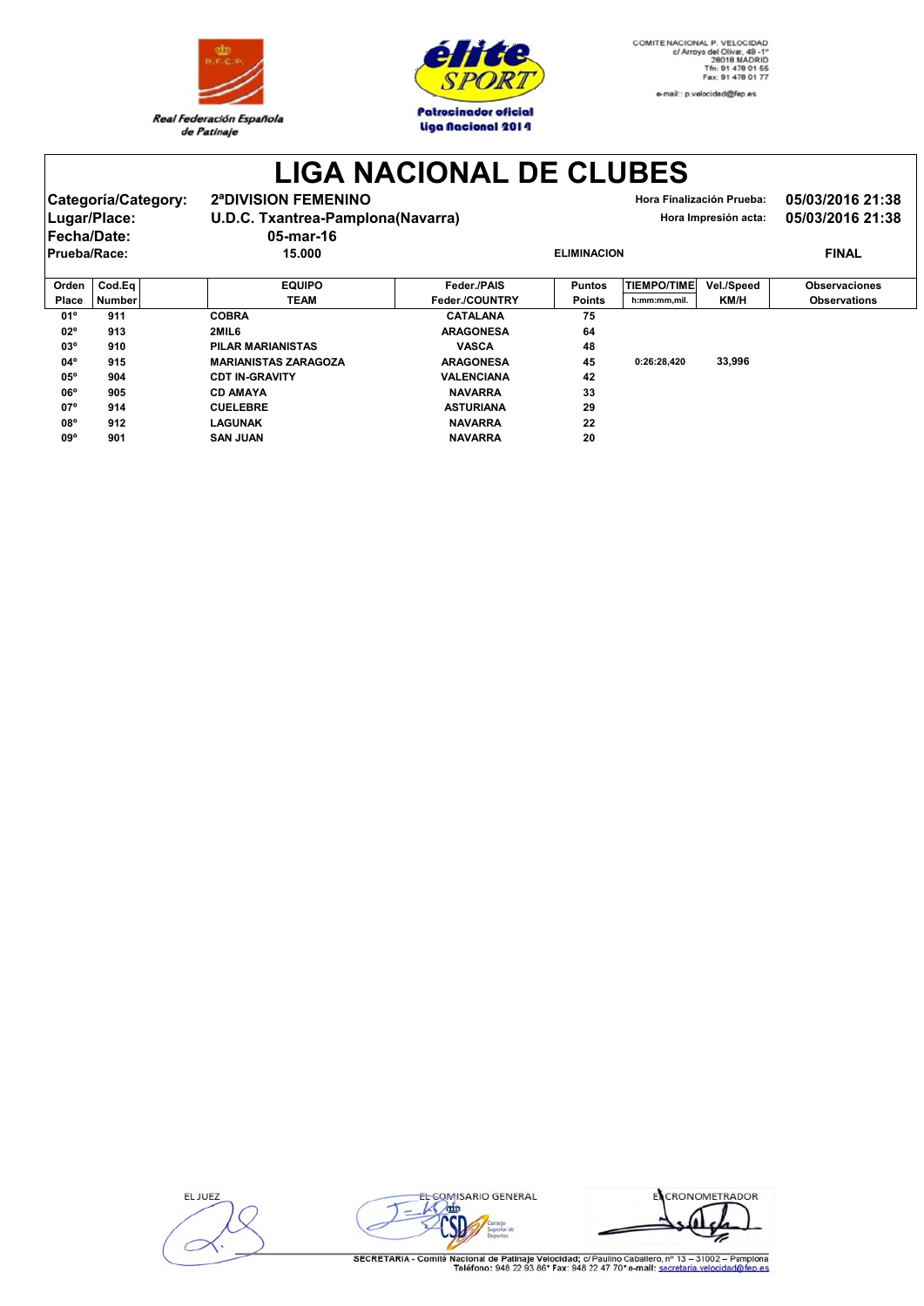Real Federación Española de Patinaje

**élite SPORT** — Patrocinador oficial Liga Nacional 2014

COMITE NACIONAL P. VELOCIDAD
c/ Arroyo del Olivar, 49 -1º
28018 MADRID
Tfn: 91 478 01 55
Fax: 91 478 01 77
e-mail:: p.velocidad@fep.es

# LIGA NACIONAL DE CLUBES

**Categoría/Category:** 2ªDIVISION FEMENINO
**Lugar/Place:** U.D.C. Txantrea-Pamplona(Navarra)
**Fecha/Date:** 05-mar-16
**Prueba/Race:** 15.000 — ELIMINACION — FINAL

Hora Finalización Prueba: 05/03/2016 21:38
Hora Impresión acta: 05/03/2016 21:38

| Orden Place | Cod.Eq Number | EQUIPO TEAM | Feder./PAIS Feder./COUNTRY | Puntos Points | TIEMPO/TIME h:mm:mm,mil. | Vel./Speed KM/H | Observaciones Observations |
|---|---|---|---|---|---|---|---|
| 01º | 911 | COBRA | CATALANA | 75 | | | |
| 02º | 913 | 2MIL6 | ARAGONESA | 64 | | | |
| 03º | 910 | PILAR MARIANISTAS | VASCA | 48 | | | |
| 04º | 915 | MARIANISTAS ZARAGOZA | ARAGONESA | 45 | 0:26:28,420 | 33,996 | |
| 05º | 904 | CDT IN-GRAVITY | VALENCIANA | 42 | | | |
| 06º | 905 | CD AMAYA | NAVARRA | 33 | | | |
| 07º | 914 | CUELEBRE | ASTURIANA | 29 | | | |
| 08º | 912 | LAGUNAK | NAVARRA | 22 | | | |
| 09º | 901 | SAN JUAN | NAVARRA | 20 | | | |

EL JUEZ — EL COMISARIO GENERAL — EL CRONOMETRADOR

SECRETARIA - Comité Nacional de Patinaje Velocidad; c/ Paulino Caballero, nº 13 – 31002 – Pamplona
Teléfono: 948 22 93 86* Fax: 948 22 47 70* e-mail: secretaria.velocidad@fep.es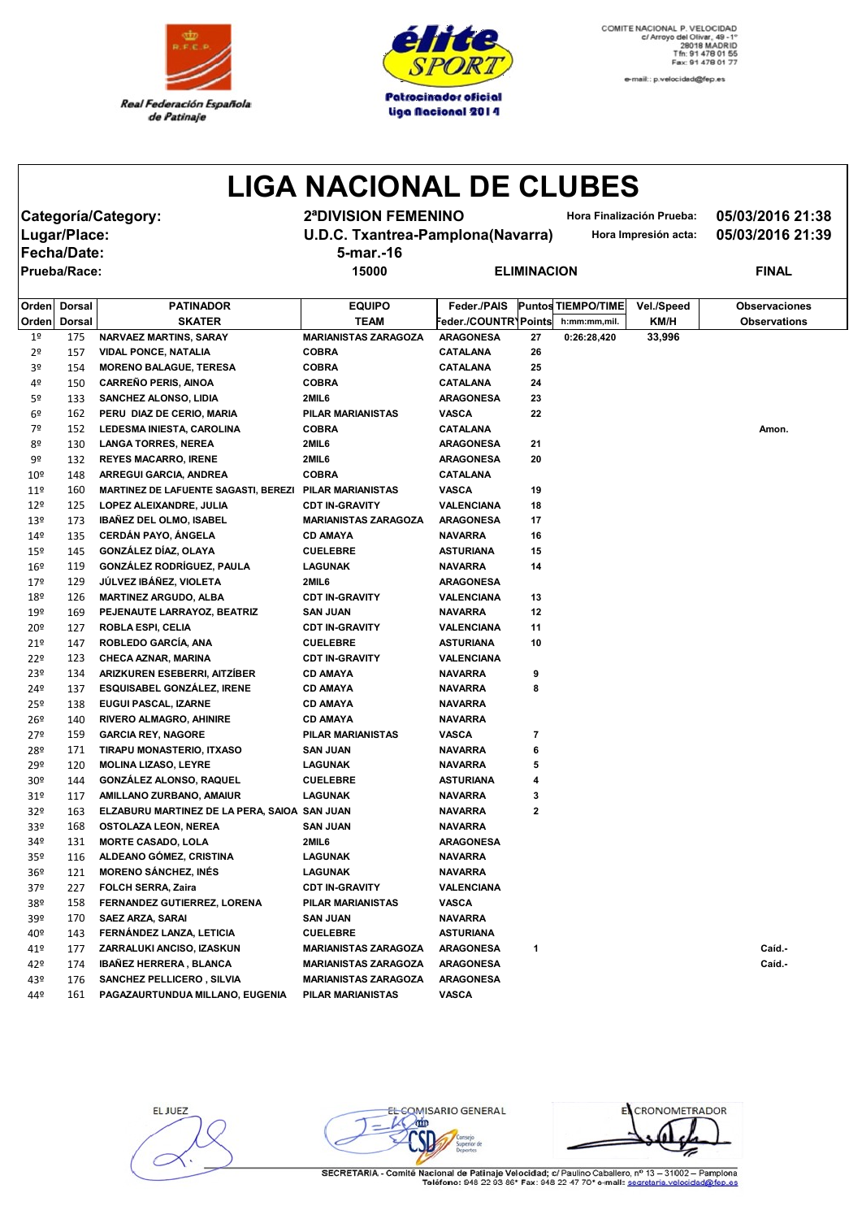Real Federación Española de Patinaje

élite SPORT
Patrocinador oficial liga Nacional 2014

COMITE NACIONAL P. VELOCIDAD
c/ Arroyo del Olivar, 49 - 1º
28018 MADRID
Tfn: 91 478 01 55
Fax: 91 478 01 77
e-mail: p.velocidad@fep.es

# LIGA NACIONAL DE CLUBES

**Categoría/Category:** 2ªDIVISION FEMENINO — Hora Finalización Prueba: 05/03/2016 21:38

**Lugar/Place:** U.D.C. Txantrea-Pamplona(Navarra) — Hora Impresión acta: 05/03/2016 21:39

**Fecha/Date:** 5-mar.-16

**Prueba/Race:** 15000 — ELIMINACION — FINAL

| Orden / Orden | Dorsal / Dorsal | PATINADOR / SKATER | EQUIPO / TEAM | Feder./PAIS / Feder./COUNTRY | Puntos / Points | TIEMPO/TIME / h:mm:mm,mil. | Vel./Speed / KM/H | Observaciones / Observations |
|---|---|---|---|---|---|---|---|---|
| 1º | 175 | NARVAEZ MARTINS, SARAY | MARIANISTAS ZARAGOZA | ARAGONESA | 27 | 0:26:28,420 | 33,996 | |
| 2º | 157 | VIDAL PONCE, NATALIA | COBRA | CATALANA | 26 | | | |
| 3º | 154 | MORENO BALAGUE, TERESA | COBRA | CATALANA | 25 | | | |
| 4º | 150 | CARREÑO PERIS, AINOA | COBRA | CATALANA | 24 | | | |
| 5º | 133 | SANCHEZ ALONSO, LIDIA | 2MIL6 | ARAGONESA | 23 | | | |
| 6º | 162 | PERU DIAZ DE CERIO, MARIA | PILAR MARIANISTAS | VASCA | 22 | | | |
| 7º | 152 | LEDESMA INIESTA, CAROLINA | COBRA | CATALANA | | | | Amon. |
| 8º | 130 | LANGA TORRES, NEREA | 2MIL6 | ARAGONESA | 21 | | | |
| 9º | 132 | REYES MACARRO, IRENE | 2MIL6 | ARAGONESA | 20 | | | |
| 10º | 148 | ARREGUI GARCIA, ANDREA | COBRA | CATALANA | | | | |
| 11º | 160 | MARTINEZ DE LAFUENTE SAGASTI, BEREZI | PILAR MARIANISTAS | VASCA | 19 | | | |
| 12º | 125 | LOPEZ ALEIXANDRE, JULIA | CDT IN-GRAVITY | VALENCIANA | 18 | | | |
| 13º | 173 | IBAÑEZ DEL OLMO, ISABEL | MARIANISTAS ZARAGOZA | ARAGONESA | 17 | | | |
| 14º | 135 | CERDÁN PAYO, ÁNGELA | CD AMAYA | NAVARRA | 16 | | | |
| 15º | 145 | GONZÁLEZ DÍAZ, OLAYA | CUELEBRE | ASTURIANA | 15 | | | |
| 16º | 119 | GONZÁLEZ RODRÍGUEZ, PAULA | LAGUNAK | NAVARRA | 14 | | | |
| 17º | 129 | JÚLVEZ IBÁÑEZ, VIOLETA | 2MIL6 | ARAGONESA | | | | |
| 18º | 126 | MARTINEZ ARGUDO, ALBA | CDT IN-GRAVITY | VALENCIANA | 13 | | | |
| 19º | 169 | PEJENAUTE LARRAYOZ, BEATRIZ | SAN JUAN | NAVARRA | 12 | | | |
| 20º | 127 | ROBLA ESPI, CELIA | CDT IN-GRAVITY | VALENCIANA | 11 | | | |
| 21º | 147 | ROBLEDO GARCÍA, ANA | CUELEBRE | ASTURIANA | 10 | | | |
| 22º | 123 | CHECA AZNAR, MARINA | CDT IN-GRAVITY | VALENCIANA | | | | |
| 23º | 134 | ARIZKUREN ESEBERRI, AITZÍBER | CD AMAYA | NAVARRA | 9 | | | |
| 24º | 137 | ESQUISABEL GONZÁLEZ, IRENE | CD AMAYA | NAVARRA | 8 | | | |
| 25º | 138 | EUGUI PASCAL, IZARNE | CD AMAYA | NAVARRA | | | | |
| 26º | 140 | RIVERO ALMAGRO, AHINIRE | CD AMAYA | NAVARRA | | | | |
| 27º | 159 | GARCIA REY, NAGORE | PILAR MARIANISTAS | VASCA | 7 | | | |
| 28º | 171 | TIRAPU MONASTERIO, ITXASO | SAN JUAN | NAVARRA | 6 | | | |
| 29º | 120 | MOLINA LIZASO, LEYRE | LAGUNAK | NAVARRA | 5 | | | |
| 30º | 144 | GONZÁLEZ ALONSO, RAQUEL | CUELEBRE | ASTURIANA | 4 | | | |
| 31º | 117 | AMILLANO ZURBANO, AMAIUR | LAGUNAK | NAVARRA | 3 | | | |
| 32º | 163 | ELZABURU MARTINEZ DE LA PERA, SAIOA | SAN JUAN | NAVARRA | 2 | | | |
| 33º | 168 | OSTOLAZA LEON, NEREA | SAN JUAN | NAVARRA | | | | |
| 34º | 131 | MORTE CASADO, LOLA | 2MIL6 | ARAGONESA | | | | |
| 35º | 116 | ALDEANO GÓMEZ, CRISTINA | LAGUNAK | NAVARRA | | | | |
| 36º | 121 | MORENO SÁNCHEZ, INÉS | LAGUNAK | NAVARRA | | | | |
| 37º | 227 | FOLCH SERRA, Zaira | CDT IN-GRAVITY | VALENCIANA | | | | |
| 38º | 158 | FERNANDEZ GUTIERREZ, LORENA | PILAR MARIANISTAS | VASCA | | | | |
| 39º | 170 | SAEZ ARZA, SARAI | SAN JUAN | NAVARRA | | | | |
| 40º | 143 | FERNÁNDEZ LANZA, LETICIA | CUELEBRE | ASTURIANA | | | | |
| 41º | 177 | ZARRALUKI ANCISO, IZASKUN | MARIANISTAS ZARAGOZA | ARAGONESA | 1 | | | Caíd.- |
| 42º | 174 | IBAÑEZ HERRERA , BLANCA | MARIANISTAS ZARAGOZA | ARAGONESA | | | | Caíd.- |
| 43º | 176 | SANCHEZ PELLICERO , SILVIA | MARIANISTAS ZARAGOZA | ARAGONESA | | | | |
| 44º | 161 | PAGAZAURTUNDUA MILLANO, EUGENIA | PILAR MARIANISTAS | VASCA | | | | |

EL JUEZ — EL COMISARIO GENERAL — EL CRONOMETRADOR

SECRETARIA.- Comité Nacional de Patinaje Velocidad; c/ Paulino Caballero, nº 13 – 31002 – Pamplona
Teléfono: 948 22 93 86* Fax: 948 22 47 70* e-mail: secretaria.velocidad@fep.es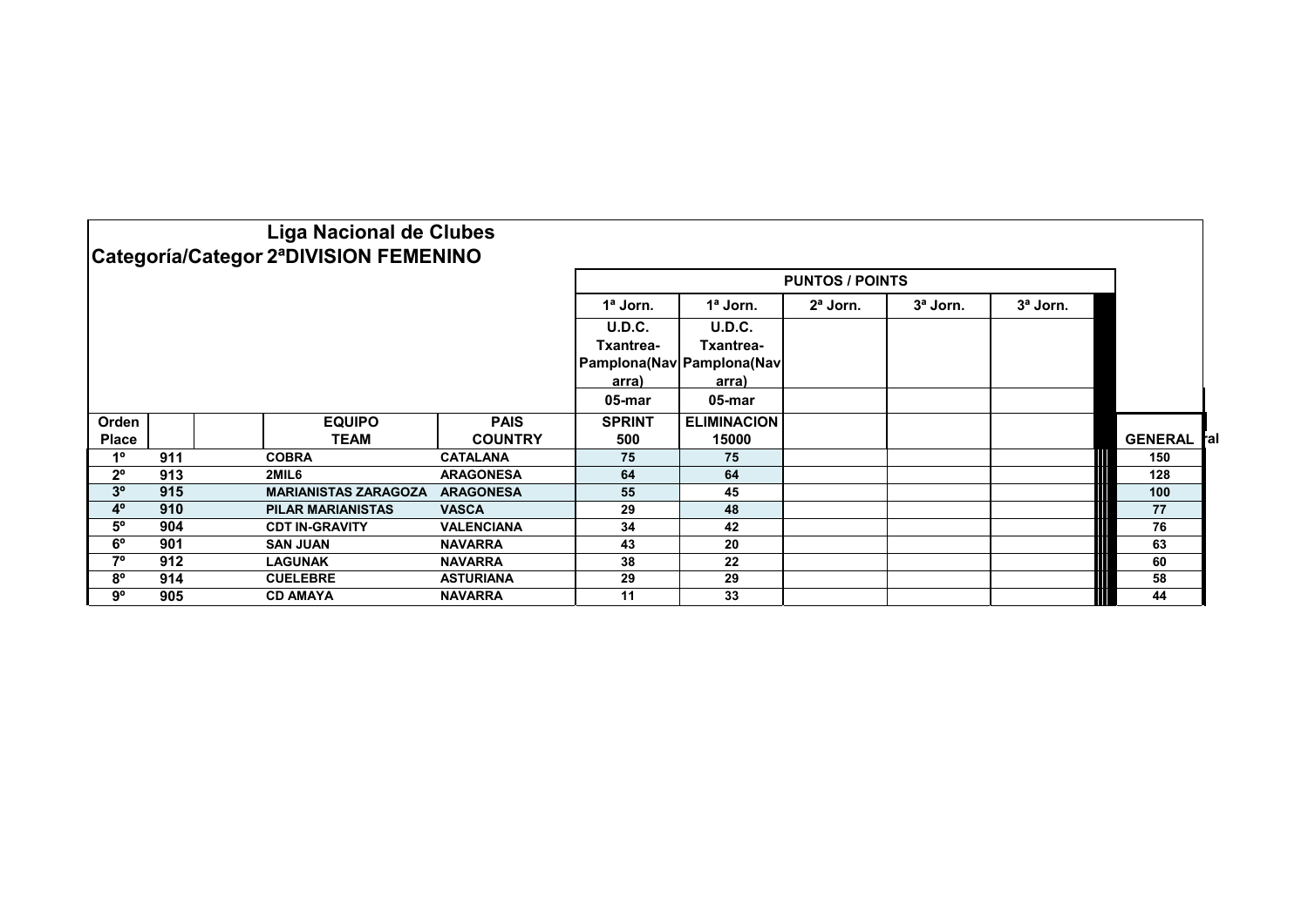## Liga Nacional de Clubes

## Categoría/Categor 2ªDIVISION FEMENINO

| | | | | | PUNTOS / POINTS | | | | | |
|---|---|---|---|---|---|---|---|---|---|---|
| | | | | | 1ª Jorn. | 1ª Jorn. | 2ª Jorn. | 3ª Jorn. | 3ª Jorn. | |
| | | | | | U.D.C. Txantrea-Pamplona(Navarra) | U.D.C. Txantrea-Pamplona(Navarra) | | | | |
| | | | | | 05-mar | 05-mar | | | | |
| Orden Place | | | EQUIPO TEAM | PAIS COUNTRY | SPRINT 500 | ELIMINACION 15000 | | | | GENERAL |
| 1º | 911 | | COBRA | CATALANA | 75 | 75 | | | | 150 |
| 2º | 913 | | 2MIL6 | ARAGONESA | 64 | 64 | | | | 128 |
| 3º | 915 | | MARIANISTAS ZARAGOZA | ARAGONESA | 55 | 45 | | | | 100 |
| 4º | 910 | | PILAR MARIANISTAS | VASCA | 29 | 48 | | | | 77 |
| 5º | 904 | | CDT IN-GRAVITY | VALENCIANA | 34 | 42 | | | | 76 |
| 6º | 901 | | SAN JUAN | NAVARRA | 43 | 20 | | | | 63 |
| 7º | 912 | | LAGUNAK | NAVARRA | 38 | 22 | | | | 60 |
| 8º | 914 | | CUELEBRE | ASTURIANA | 29 | 29 | | | | 58 |
| 9º | 905 | | CD AMAYA | NAVARRA | 11 | 33 | | | | 44 |